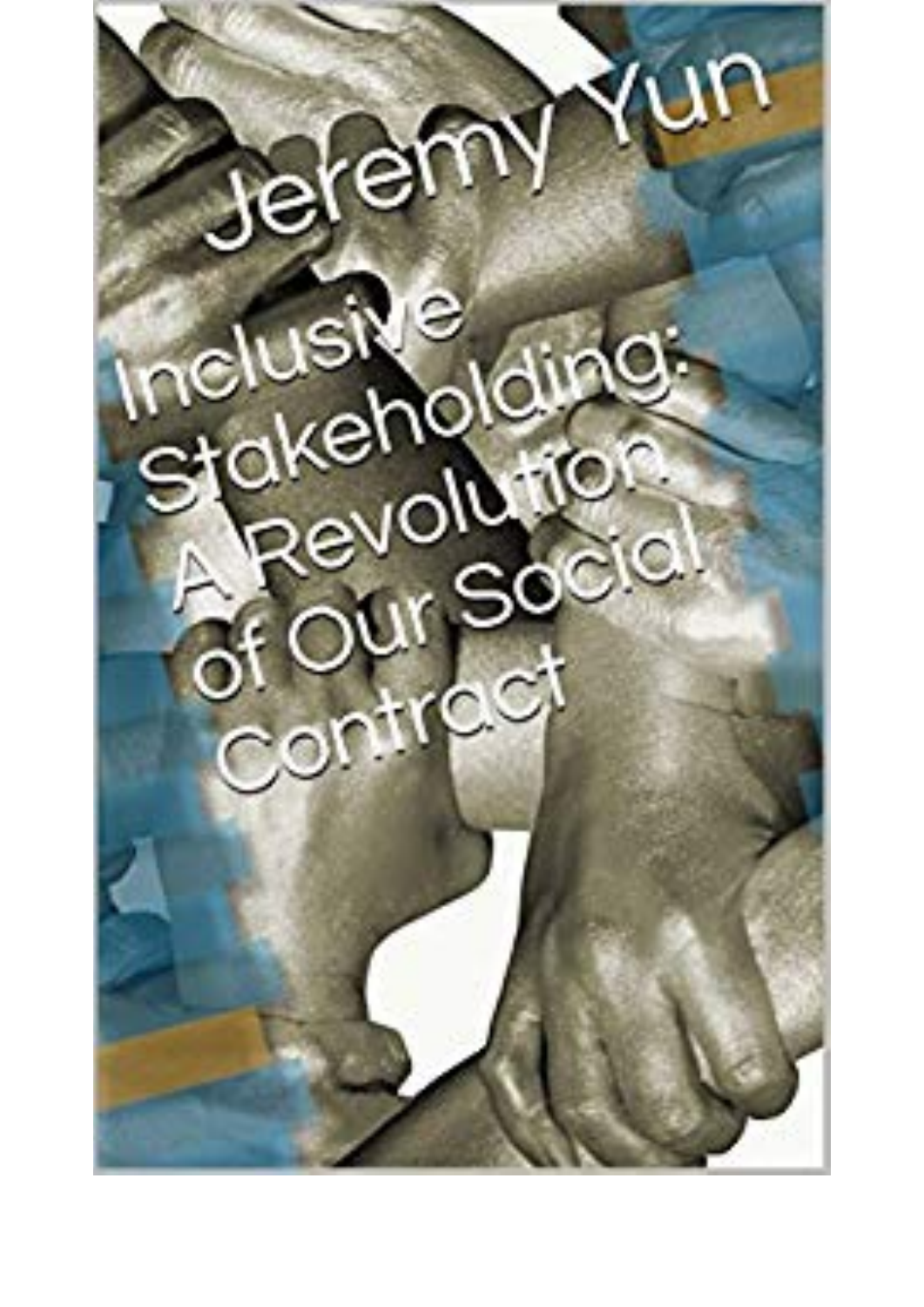# Jeremy Yun

# Inclusive Stakeholding: A Revolution of Our Social Contract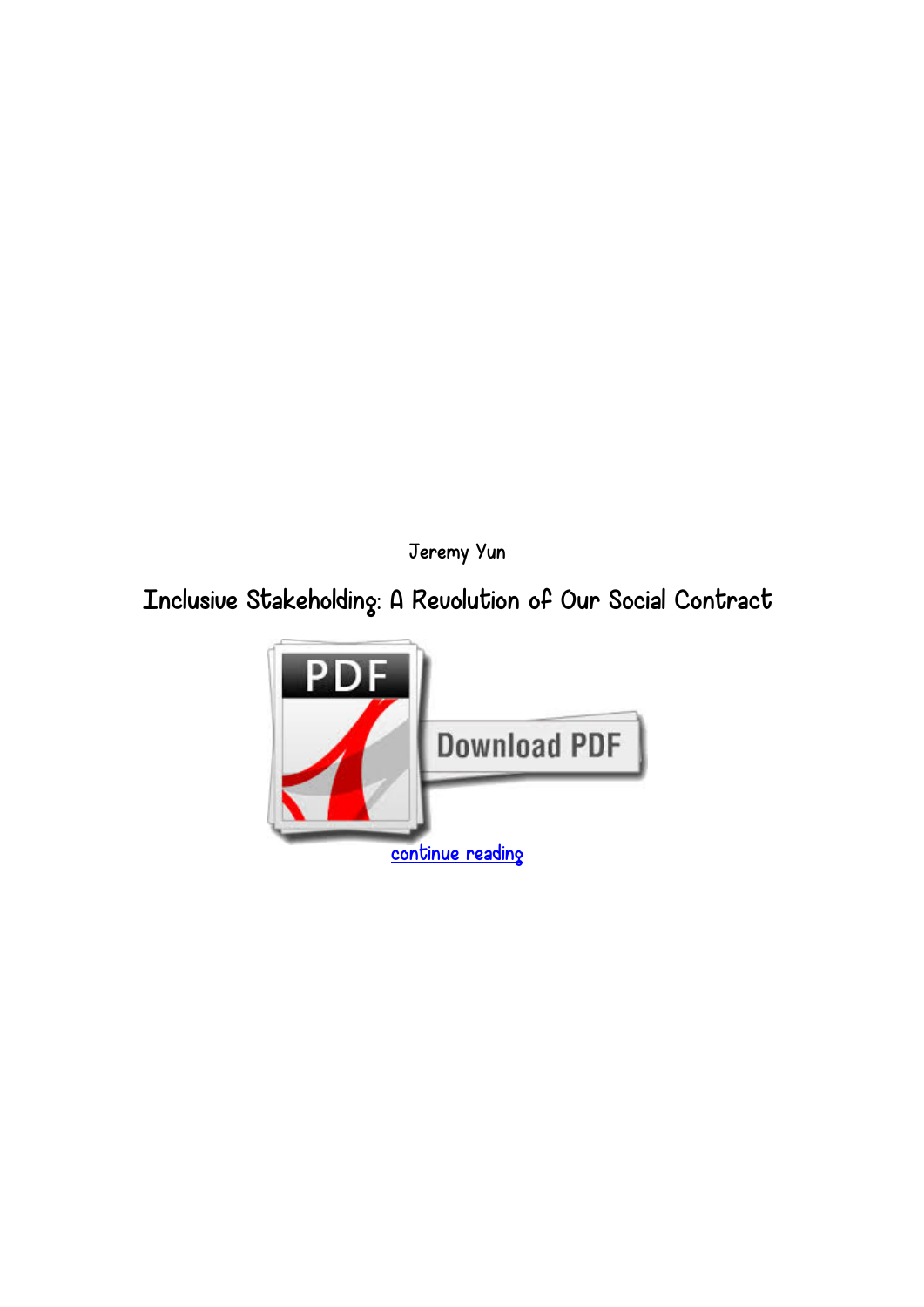Jeremy Yun

# Inclusive Stakeholding: A Revolution of Our Social Contract

continue reading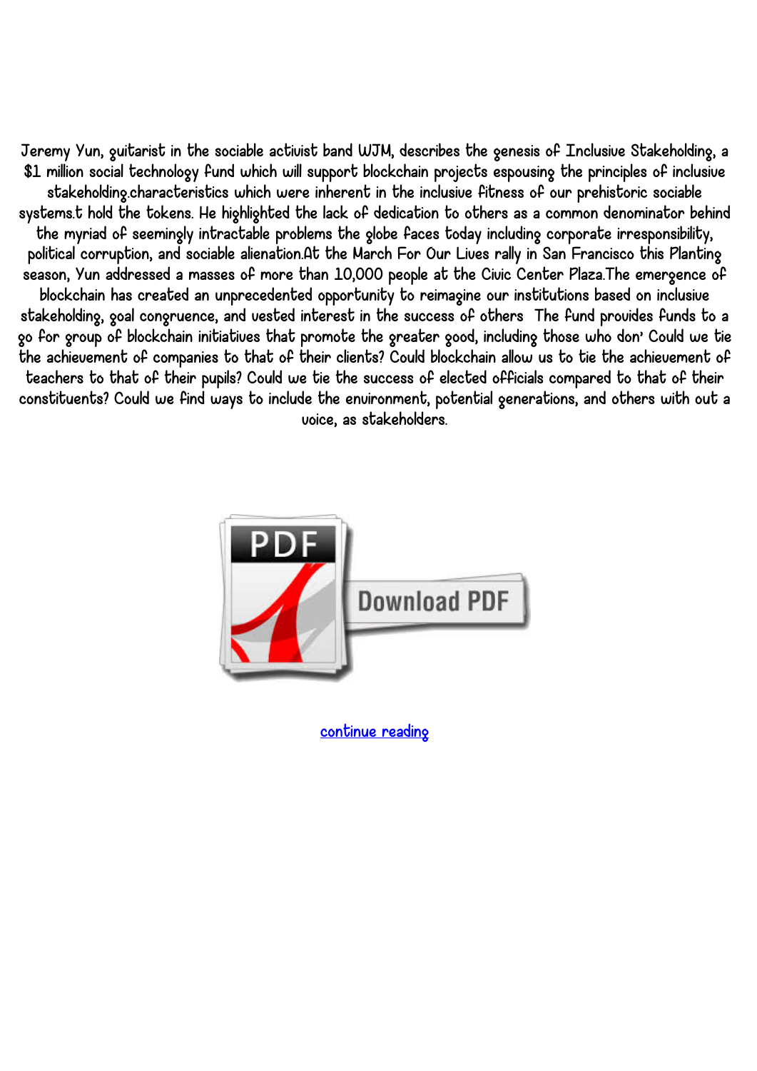Jeremy Yun, guitarist in the sociable activist band WJM, describes the genesis of Inclusive Stakeholding, a $1 million social technology fund which will support blockchain projects espousing the principles of inclusive stakeholding.characteristics which were inherent in the inclusive fitness of our prehistoric sociable systems.t hold the tokens. He highlighted the lack of dedication to others as a common denominator behind the myriad of seemingly intractable problems the globe faces today including corporate irresponsibility, political corruption, and sociable alienation.At the March For Our Lives rally in San Francisco this Planting season, Yun addressed a masses of more than 10,000 people at the Civic Center Plaza.The emergence of blockchain has created an unprecedented opportunity to reimagine our institutions based on inclusive stakeholding, goal congruence, and vested interest in the success of others The fund provides funds to a go for group of blockchain initiatives that promote the greater good, including those who don' Could we tie the achievement of companies to that of their clients? Could blockchain allow us to tie the achievement of teachers to that of their pupils? Could we tie the success of elected officials compared to that of their constituents? Could we find ways to include the environment, potential generations, and others with out a voice, as stakeholders.

Download PDF

continue reading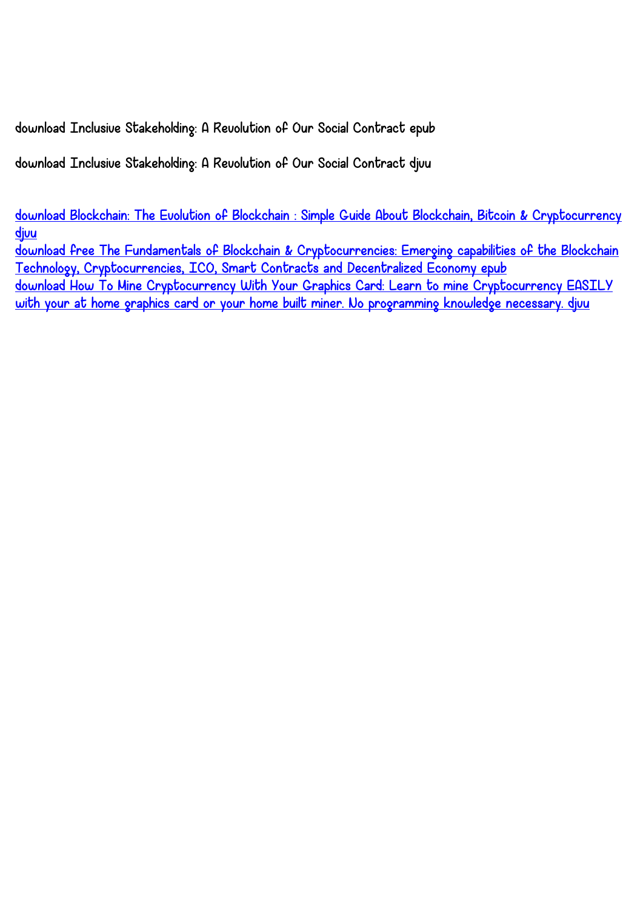download Inclusive Stakeholding: A Revolution of Our Social Contract epub

download Inclusive Stakeholding: A Revolution of Our Social Contract djvu

download Blockchain: The Evolution of Blockchain : Simple Guide About Blockchain, Bitcoin & Cryptocurrency djvu
download free The Fundamentals of Blockchain & Cryptocurrencies: Emerging capabilities of the Blockchain Technology, Cryptocurrencies, ICO, Smart Contracts and Decentralized Economy epub
download How To Mine Cryptocurrency With Your Graphics Card: Learn to mine Cryptocurrency EASILY with your at home graphics card or your home built miner. No programming knowledge necessary. djvu